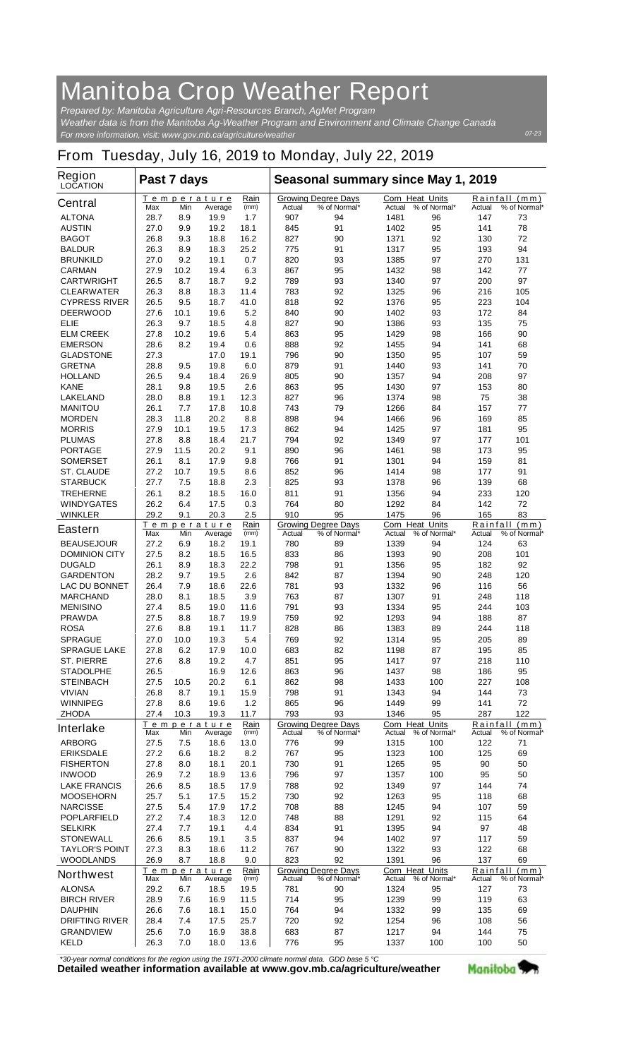# Manitoba Crop Weather Report

*Prepared by: Manitoba Agriculture Agri-Resources Branch, AgMet Program*
*Weather data is from the Manitoba Ag-Weather Program and Environment and Climate Change Canada*
*For more information, visit: www.gov.mb.ca/agriculture/weather*

07-23

## From Tuesday, July 16, 2019 to Monday, July 22, 2019

| Region LOCATION | Past 7 days | | | | Seasonal summary since May 1, 2019 | | | | | |
|---|---|---|---|---|---|---|---|---|---|---|
| | Temperature | | | Rain | Growing Degree Days | | Corn Heat Units | | Rainfall (mm) | |
| **Central** | Max | Min | Average | (mm) | Actual | % of Normal* | Actual | % of Normal* | Actual | % of Normal* |
| ALTONA | 28.7 | 8.9 | 19.9 | 1.7 | 907 | 94 | 1481 | 96 | 147 | 73 |
| AUSTIN | 27.0 | 9.9 | 19.2 | 18.1 | 845 | 91 | 1402 | 95 | 141 | 78 |
| BAGOT | 26.8 | 9.3 | 18.8 | 16.2 | 827 | 90 | 1371 | 92 | 130 | 72 |
| BALDUR | 26.3 | 8.9 | 18.3 | 25.2 | 775 | 91 | 1317 | 95 | 193 | 94 |
| BRUNKILD | 27.0 | 9.2 | 19.1 | 0.7 | 820 | 93 | 1385 | 97 | 270 | 131 |
| CARMAN | 27.9 | 10.2 | 19.4 | 6.3 | 867 | 95 | 1432 | 98 | 142 | 77 |
| CARTWRIGHT | 26.5 | 8.7 | 18.7 | 9.2 | 789 | 93 | 1340 | 97 | 200 | 97 |
| CLEARWATER | 26.3 | 8.8 | 18.3 | 11.4 | 783 | 92 | 1325 | 96 | 216 | 105 |
| CYPRESS RIVER | 26.5 | 9.5 | 18.7 | 41.0 | 818 | 92 | 1376 | 95 | 223 | 104 |
| DEERWOOD | 27.6 | 10.1 | 19.6 | 5.2 | 840 | 90 | 1402 | 93 | 172 | 84 |
| ELIE | 26.3 | 9.7 | 18.5 | 4.8 | 827 | 90 | 1386 | 93 | 135 | 75 |
| ELM CREEK | 27.8 | 10.2 | 19.6 | 5.4 | 863 | 95 | 1429 | 98 | 166 | 90 |
| EMERSON | 28.6 | 8.2 | 19.4 | 0.6 | 888 | 92 | 1455 | 94 | 141 | 68 |
| GLADSTONE | 27.3 | | 17.0 | 19.1 | 796 | 90 | 1350 | 95 | 107 | 59 |
| GRETNA | 28.8 | 9.5 | 19.8 | 6.0 | 879 | 91 | 1440 | 93 | 141 | 70 |
| HOLLAND | 26.5 | 9.4 | 18.4 | 26.9 | 805 | 90 | 1357 | 94 | 208 | 97 |
| KANE | 28.1 | 9.8 | 19.5 | 2.6 | 863 | 95 | 1430 | 97 | 153 | 80 |
| LAKELAND | 28.0 | 8.8 | 19.1 | 12.3 | 827 | 96 | 1374 | 98 | 75 | 38 |
| MANITOU | 26.1 | 7.7 | 17.8 | 10.8 | 743 | 79 | 1266 | 84 | 157 | 77 |
| MORDEN | 28.3 | 11.8 | 20.2 | 8.8 | 898 | 94 | 1466 | 96 | 169 | 85 |
| MORRIS | 27.9 | 10.1 | 19.5 | 17.3 | 862 | 94 | 1425 | 97 | 181 | 95 |
| PLUMAS | 27.8 | 8.8 | 18.4 | 21.7 | 794 | 92 | 1349 | 97 | 177 | 101 |
| PORTAGE | 27.9 | 11.5 | 20.2 | 9.1 | 890 | 96 | 1461 | 98 | 173 | 95 |
| SOMERSET | 26.1 | 8.1 | 17.9 | 9.8 | 766 | 91 | 1301 | 94 | 159 | 81 |
| ST. CLAUDE | 27.2 | 10.7 | 19.5 | 8.6 | 852 | 96 | 1414 | 98 | 177 | 91 |
| STARBUCK | 27.7 | 7.5 | 18.8 | 2.3 | 825 | 93 | 1378 | 96 | 139 | 68 |
| TREHERNE | 26.1 | 8.2 | 18.5 | 16.0 | 811 | 91 | 1356 | 94 | 233 | 120 |
| WINDYGATES | 26.2 | 6.4 | 17.5 | 0.3 | 764 | 80 | 1292 | 84 | 142 | 72 |
| WINKLER | 29.2 | 9.1 | 20.3 | 2.5 | 910 | 95 | 1475 | 96 | 165 | 83 |
| **Eastern** | Max | Min | Average | (mm) | Actual | % of Normal* | Actual | % of Normal* | Actual | % of Normal* |
| BEAUSEJOUR | 27.2 | 6.9 | 18.2 | 19.1 | 780 | 89 | 1339 | 94 | 124 | 63 |
| DOMINION CITY | 27.5 | 8.2 | 18.5 | 16.5 | 833 | 86 | 1393 | 90 | 208 | 101 |
| DUGALD | 26.1 | 8.9 | 18.3 | 22.2 | 798 | 91 | 1356 | 95 | 182 | 92 |
| GARDENTON | 28.2 | 9.7 | 19.5 | 2.6 | 842 | 87 | 1394 | 90 | 248 | 120 |
| LAC DU BONNET | 26.4 | 7.9 | 18.6 | 22.6 | 781 | 93 | 1332 | 96 | 116 | 56 |
| MARCHAND | 28.0 | 8.1 | 18.5 | 3.9 | 763 | 87 | 1307 | 91 | 248 | 118 |
| MENISINO | 27.4 | 8.5 | 19.0 | 11.6 | 791 | 93 | 1334 | 95 | 244 | 103 |
| PRAWDA | 27.5 | 8.8 | 18.7 | 19.9 | 759 | 92 | 1293 | 94 | 188 | 87 |
| ROSA | 27.6 | 8.8 | 19.1 | 11.7 | 828 | 86 | 1383 | 89 | 244 | 118 |
| SPRAGUE | 27.0 | 10.0 | 19.3 | 5.4 | 769 | 92 | 1314 | 95 | 205 | 89 |
| SPRAGUE LAKE | 27.8 | 6.2 | 17.9 | 10.0 | 683 | 82 | 1198 | 87 | 195 | 85 |
| ST. PIERRE | 27.6 | 8.8 | 19.2 | 4.7 | 851 | 95 | 1417 | 97 | 218 | 110 |
| STADOLPHE | 26.5 | | 16.9 | 12.6 | 863 | 96 | 1437 | 98 | 186 | 95 |
| STEINBACH | 27.5 | 10.5 | 20.2 | 6.1 | 862 | 98 | 1433 | 100 | 227 | 108 |
| VIVIAN | 26.8 | 8.7 | 19.1 | 15.9 | 798 | 91 | 1343 | 94 | 144 | 73 |
| WINNIPEG | 27.8 | 8.6 | 19.6 | 1.2 | 865 | 96 | 1449 | 99 | 141 | 72 |
| ZHODA | 27.4 | 10.3 | 19.3 | 11.7 | 793 | 93 | 1346 | 95 | 287 | 122 |
| **Interlake** | Max | Min | Average | (mm) | Actual | % of Normal* | Actual | % of Normal* | Actual | % of Normal* |
| ARBORG | 27.5 | 7.5 | 18.6 | 13.0 | 776 | 99 | 1315 | 100 | 122 | 71 |
| ERIKSDALE | 27.2 | 6.6 | 18.2 | 8.2 | 767 | 95 | 1323 | 100 | 125 | 69 |
| FISHERTON | 27.8 | 8.0 | 18.1 | 20.1 | 730 | 91 | 1265 | 95 | 90 | 50 |
| INWOOD | 26.9 | 7.2 | 18.9 | 13.6 | 796 | 97 | 1357 | 100 | 95 | 50 |
| LAKE FRANCIS | 26.6 | 8.5 | 18.5 | 17.9 | 788 | 92 | 1349 | 97 | 144 | 74 |
| MOOSEHORN | 25.7 | 5.1 | 17.5 | 15.2 | 730 | 92 | 1263 | 95 | 118 | 68 |
| NARCISSE | 27.5 | 5.4 | 17.9 | 17.2 | 708 | 88 | 1245 | 94 | 107 | 59 |
| POPLARFIELD | 27.2 | 7.4 | 18.3 | 12.0 | 748 | 88 | 1291 | 92 | 115 | 64 |
| SELKIRK | 27.4 | 7.7 | 19.1 | 4.4 | 834 | 91 | 1395 | 94 | 97 | 48 |
| STONEWALL | 26.6 | 8.5 | 19.1 | 3.5 | 837 | 94 | 1402 | 97 | 117 | 59 |
| TAYLOR'S POINT | 27.3 | 8.3 | 18.6 | 11.2 | 767 | 90 | 1322 | 93 | 122 | 68 |
| WOODLANDS | 26.9 | 8.7 | 18.8 | 9.0 | 823 | 92 | 1391 | 96 | 137 | 69 |
| **Northwest** | Max | Min | Average | (mm) | Actual | % of Normal* | Actual | % of Normal* | Actual | % of Normal* |
| ALONSA | 29.2 | 6.7 | 18.5 | 19.5 | 781 | 90 | 1324 | 95 | 127 | 73 |
| BIRCH RIVER | 28.9 | 7.6 | 16.9 | 11.5 | 714 | 95 | 1239 | 99 | 119 | 63 |
| DAUPHIN | 26.6 | 7.6 | 18.1 | 15.0 | 764 | 94 | 1332 | 99 | 135 | 69 |
| DRIFTING RIVER | 28.4 | 7.4 | 17.5 | 25.7 | 720 | 92 | 1254 | 96 | 108 | 56 |
| GRANDVIEW | 25.6 | 7.0 | 16.9 | 38.8 | 683 | 87 | 1217 | 94 | 144 | 75 |
| KELD | 26.3 | 7.0 | 18.0 | 13.6 | 776 | 95 | 1337 | 100 | 100 | 50 |

*\*30-year normal conditions for the region using the 1971-2000 climate normal data. GDD base 5 °C*

**Detailed weather information available at www.gov.mb.ca/agriculture/weather**

Manitoba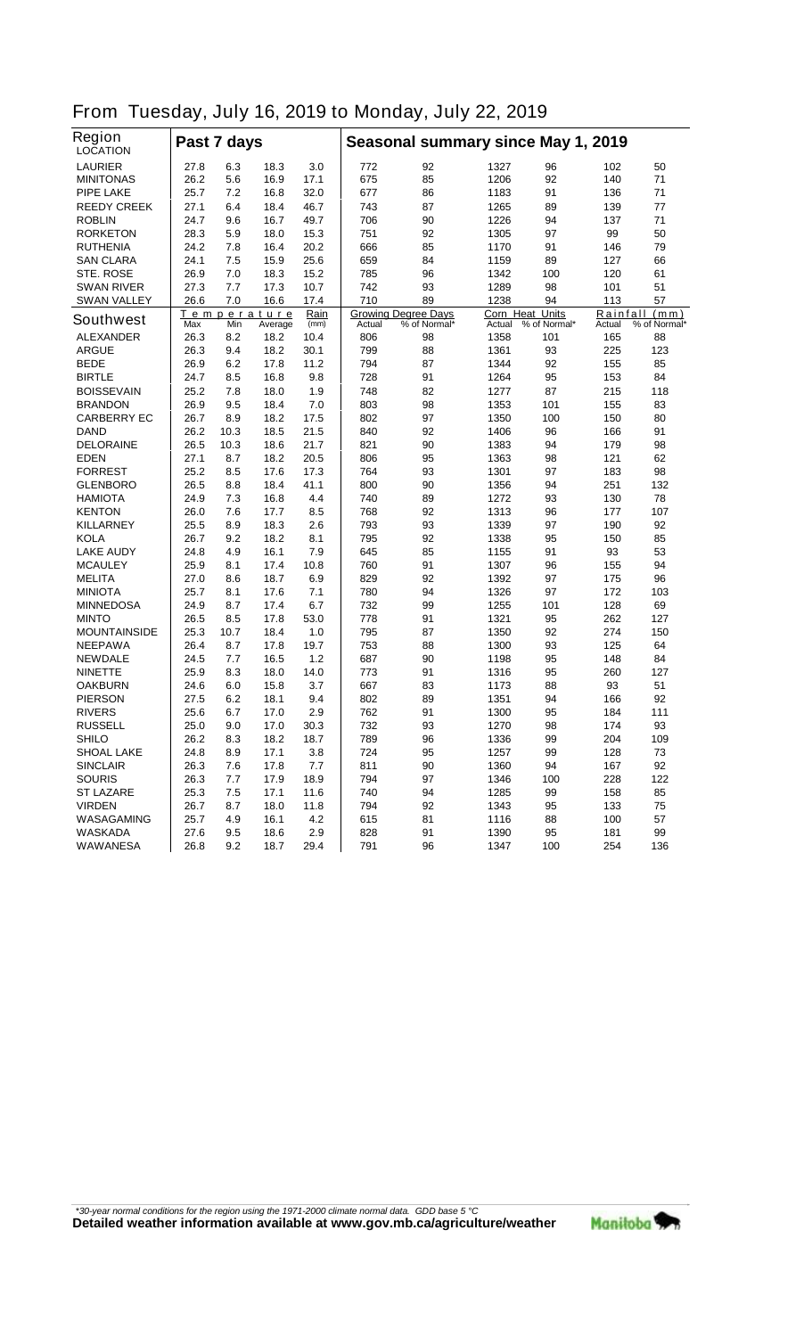# From Tuesday, July 16, 2019 to Monday, July 22, 2019

| Region LOCATION | Past 7 days | | | | Seasonal summary since May 1, 2019 | | | | | |
|---|---|---|---|---|---|---|---|---|---|---|
| LAURIER | 27.8 | 6.3 | 18.3 | 3.0 | 772 | 92 | 1327 | 96 | 102 | 50 |
| MINITONAS | 26.2 | 5.6 | 16.9 | 17.1 | 675 | 85 | 1206 | 92 | 140 | 71 |
| PIPE LAKE | 25.7 | 7.2 | 16.8 | 32.0 | 677 | 86 | 1183 | 91 | 136 | 71 |
| REEDY CREEK | 27.1 | 6.4 | 18.4 | 46.7 | 743 | 87 | 1265 | 89 | 139 | 77 |
| ROBLIN | 24.7 | 9.6 | 16.7 | 49.7 | 706 | 90 | 1226 | 94 | 137 | 71 |
| RORKETON | 28.3 | 5.9 | 18.0 | 15.3 | 751 | 92 | 1305 | 97 | 99 | 50 |
| RUTHENIA | 24.2 | 7.8 | 16.4 | 20.2 | 666 | 85 | 1170 | 91 | 146 | 79 |
| SAN CLARA | 24.1 | 7.5 | 15.9 | 25.6 | 659 | 84 | 1159 | 89 | 127 | 66 |
| STE. ROSE | 26.9 | 7.0 | 18.3 | 15.2 | 785 | 96 | 1342 | 100 | 120 | 61 |
| SWAN RIVER | 27.3 | 7.7 | 17.3 | 10.7 | 742 | 93 | 1289 | 98 | 101 | 51 |
| SWAN VALLEY | 26.6 | 7.0 | 16.6 | 17.4 | 710 | 89 | 1238 | 94 | 113 | 57 |
| **Southwest** | Temperature | | | Rain | Growing Degree Days | | Corn Heat Units | | Rainfall (mm) | |
| | Max | Min | Average | (mm) | Actual | % of Normal* | Actual | % of Normal* | Actual | % of Normal* |
| ALEXANDER | 26.3 | 8.2 | 18.2 | 10.4 | 806 | 98 | 1358 | 101 | 165 | 88 |
| ARGUE | 26.3 | 9.4 | 18.2 | 30.1 | 799 | 88 | 1361 | 93 | 225 | 123 |
| BEDE | 26.9 | 6.2 | 17.8 | 11.2 | 794 | 87 | 1344 | 92 | 155 | 85 |
| BIRTLE | 24.7 | 8.5 | 16.8 | 9.8 | 728 | 91 | 1264 | 95 | 153 | 84 |
| BOISSEVAIN | 25.2 | 7.8 | 18.0 | 1.9 | 748 | 82 | 1277 | 87 | 215 | 118 |
| BRANDON | 26.9 | 9.5 | 18.4 | 7.0 | 803 | 98 | 1353 | 101 | 155 | 83 |
| CARBERRY EC | 26.7 | 8.9 | 18.2 | 17.5 | 802 | 97 | 1350 | 100 | 150 | 80 |
| DAND | 26.2 | 10.3 | 18.5 | 21.5 | 840 | 92 | 1406 | 96 | 166 | 91 |
| DELORAINE | 26.5 | 10.3 | 18.6 | 21.7 | 821 | 90 | 1383 | 94 | 179 | 98 |
| EDEN | 27.1 | 8.7 | 18.2 | 20.5 | 806 | 95 | 1363 | 98 | 121 | 62 |
| FORREST | 25.2 | 8.5 | 17.6 | 17.3 | 764 | 93 | 1301 | 97 | 183 | 98 |
| GLENBORO | 26.5 | 8.8 | 18.4 | 41.1 | 800 | 90 | 1356 | 94 | 251 | 132 |
| HAMIOTA | 24.9 | 7.3 | 16.8 | 4.4 | 740 | 89 | 1272 | 93 | 130 | 78 |
| KENTON | 26.0 | 7.6 | 17.7 | 8.5 | 768 | 92 | 1313 | 96 | 177 | 107 |
| KILLARNEY | 25.5 | 8.9 | 18.3 | 2.6 | 793 | 93 | 1339 | 97 | 190 | 92 |
| KOLA | 26.7 | 9.2 | 18.2 | 8.1 | 795 | 92 | 1338 | 95 | 150 | 85 |
| LAKE AUDY | 24.8 | 4.9 | 16.1 | 7.9 | 645 | 85 | 1155 | 91 | 93 | 53 |
| MCAULEY | 25.9 | 8.1 | 17.4 | 10.8 | 760 | 91 | 1307 | 96 | 155 | 94 |
| MELITA | 27.0 | 8.6 | 18.7 | 6.9 | 829 | 92 | 1392 | 97 | 175 | 96 |
| MINIOTA | 25.7 | 8.1 | 17.6 | 7.1 | 780 | 94 | 1326 | 97 | 172 | 103 |
| MINNEDOSA | 24.9 | 8.7 | 17.4 | 6.7 | 732 | 99 | 1255 | 101 | 128 | 69 |
| MINTO | 26.5 | 8.5 | 17.8 | 53.0 | 778 | 91 | 1321 | 95 | 262 | 127 |
| MOUNTAINSIDE | 25.3 | 10.7 | 18.4 | 1.0 | 795 | 87 | 1350 | 92 | 274 | 150 |
| NEEPAWA | 26.4 | 8.7 | 17.8 | 19.7 | 753 | 88 | 1300 | 93 | 125 | 64 |
| NEWDALE | 24.5 | 7.7 | 16.5 | 1.2 | 687 | 90 | 1198 | 95 | 148 | 84 |
| NINETTE | 25.9 | 8.3 | 18.0 | 14.0 | 773 | 91 | 1316 | 95 | 260 | 127 |
| OAKBURN | 24.6 | 6.0 | 15.8 | 3.7 | 667 | 83 | 1173 | 88 | 93 | 51 |
| PIERSON | 27.5 | 6.2 | 18.1 | 9.4 | 802 | 89 | 1351 | 94 | 166 | 92 |
| RIVERS | 25.6 | 6.7 | 17.0 | 2.9 | 762 | 91 | 1300 | 95 | 184 | 111 |
| RUSSELL | 25.0 | 9.0 | 17.0 | 30.3 | 732 | 93 | 1270 | 98 | 174 | 93 |
| SHILO | 26.2 | 8.3 | 18.2 | 18.7 | 789 | 96 | 1336 | 99 | 204 | 109 |
| SHOAL LAKE | 24.8 | 8.9 | 17.1 | 3.8 | 724 | 95 | 1257 | 99 | 128 | 73 |
| SINCLAIR | 26.3 | 7.6 | 17.8 | 7.7 | 811 | 90 | 1360 | 94 | 167 | 92 |
| SOURIS | 26.3 | 7.7 | 17.9 | 18.9 | 794 | 97 | 1346 | 100 | 228 | 122 |
| ST LAZARE | 25.3 | 7.5 | 17.1 | 11.6 | 740 | 94 | 1285 | 99 | 158 | 85 |
| VIRDEN | 26.7 | 8.7 | 18.0 | 11.8 | 794 | 92 | 1343 | 95 | 133 | 75 |
| WASAGAMING | 25.7 | 4.9 | 16.1 | 4.2 | 615 | 81 | 1116 | 88 | 100 | 57 |
| WASKADA | 27.6 | 9.5 | 18.6 | 2.9 | 828 | 91 | 1390 | 95 | 181 | 99 |
| WAWANESA | 26.8 | 9.2 | 18.7 | 29.4 | 791 | 96 | 1347 | 100 | 254 | 136 |

*30-year normal conditions for the region using the 1971-2000 climate normal data. GDD base 5 °C

**Detailed weather information available at www.gov.mb.ca/agriculture/weather**

Manitoba